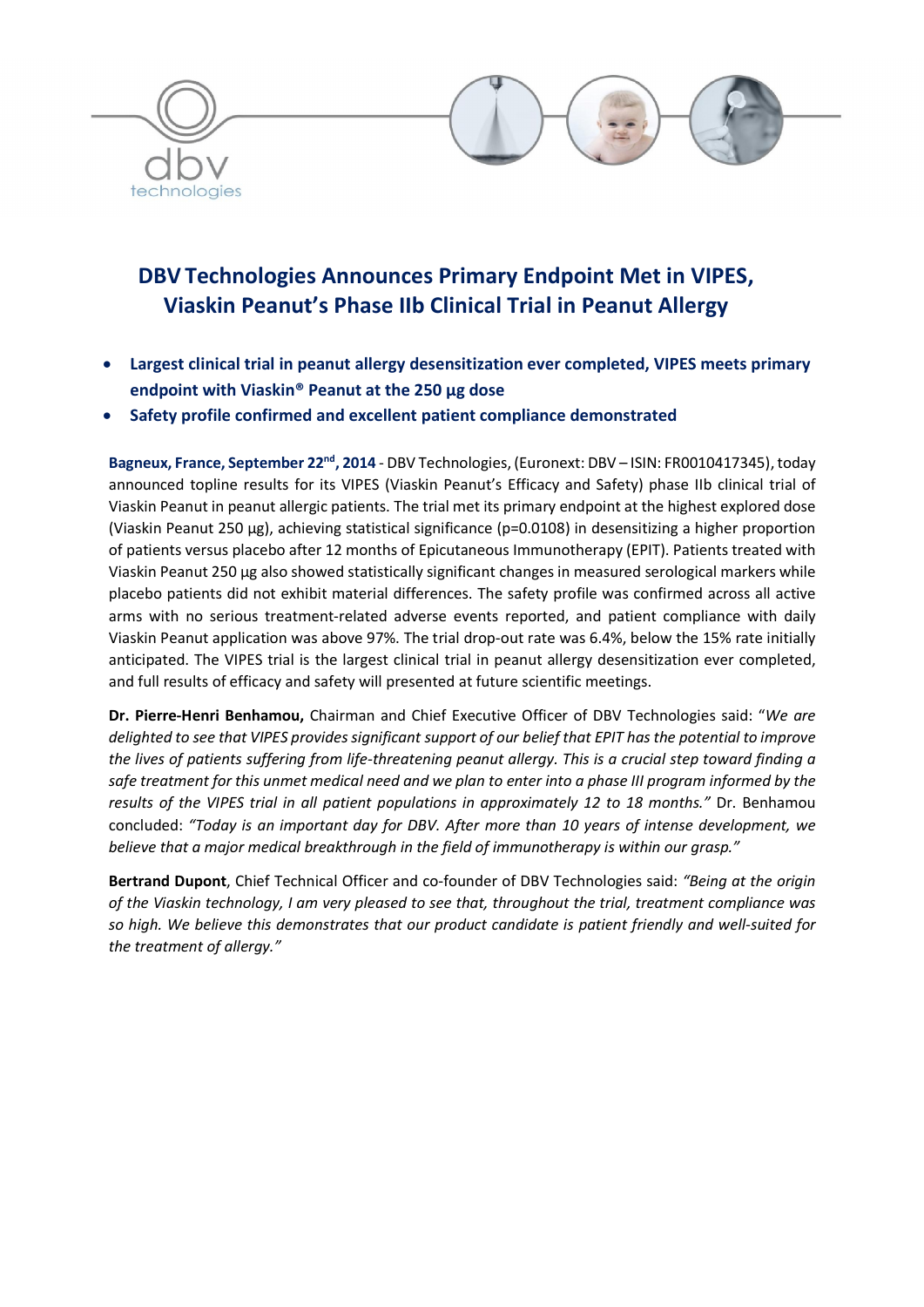# DBV Technologies Announces Primary Endpoint Met in VIPES, Viaskin Peanut's Phase IIb Clinical Trial in Peanut Allergy

- **Largest clinical trial in peanut allergy desensitization ever completed, VIPES meets primary endpoint with Viaskin® Peanut at the 250 µg dose**
- **Safety profile confirmed and excellent patient compliance demonstrated**

**Bagneux, France, September 22nd, 2014** - DBV Technologies, (Euronext: DBV – ISIN: FR0010417345), today announced topline results for its VIPES (Viaskin Peanut's Efficacy and Safety) phase IIb clinical trial of Viaskin Peanut in peanut allergic patients. The trial met its primary endpoint at the highest explored dose (Viaskin Peanut 250 µg), achieving statistical significance ($p=0.0108$) in desensitizing a higher proportion of patients versus placebo after 12 months of Epicutaneous Immunotherapy (EPIT). Patients treated with Viaskin Peanut 250 µg also showed statistically significant changes in measured serological markers while placebo patients did not exhibit material differences. The safety profile was confirmed across all active arms with no serious treatment-related adverse events reported, and patient compliance with daily Viaskin Peanut application was above 97%. The trial drop-out rate was 6.4%, below the 15% rate initially anticipated. The VIPES trial is the largest clinical trial in peanut allergy desensitization ever completed, and full results of efficacy and safety will presented at future scientific meetings.

**Dr. Pierre-Henri Benhamou,** Chairman and Chief Executive Officer of DBV Technologies said: "*We are delighted to see that VIPES provides significant support of our belief that EPIT has the potential to improve the lives of patients suffering from life-threatening peanut allergy. This is a crucial step toward finding a safe treatment for this unmet medical need and we plan to enter into a phase III program informed by the results of the VIPES trial in all patient populations in approximately 12 to 18 months."* Dr. Benhamou concluded: *"Today is an important day for DBV. After more than 10 years of intense development, we believe that a major medical breakthrough in the field of immunotherapy is within our grasp."*

**Bertrand Dupont**, Chief Technical Officer and co-founder of DBV Technologies said: *"Being at the origin of the Viaskin technology, I am very pleased to see that, throughout the trial, treatment compliance was so high. We believe this demonstrates that our product candidate is patient friendly and well-suited for the treatment of allergy."*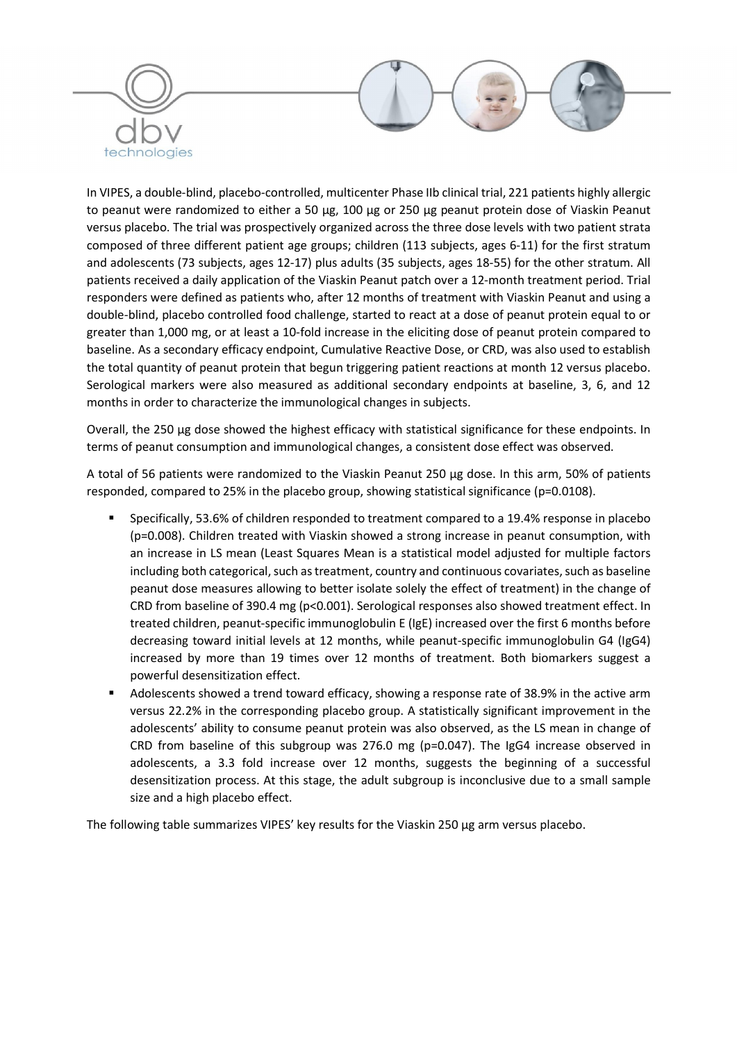In VIPES, a double-blind, placebo-controlled, multicenter Phase IIb clinical trial, 221 patients highly allergic to peanut were randomized to either a 50 µg, 100 µg or 250 µg peanut protein dose of Viaskin Peanut versus placebo. The trial was prospectively organized across the three dose levels with two patient strata composed of three different patient age groups; children (113 subjects, ages 6-11) for the first stratum and adolescents (73 subjects, ages 12-17) plus adults (35 subjects, ages 18-55) for the other stratum. All patients received a daily application of the Viaskin Peanut patch over a 12-month treatment period. Trial responders were defined as patients who, after 12 months of treatment with Viaskin Peanut and using a double-blind, placebo controlled food challenge, started to react at a dose of peanut protein equal to or greater than 1,000 mg, or at least a 10-fold increase in the eliciting dose of peanut protein compared to baseline. As a secondary efficacy endpoint, Cumulative Reactive Dose, or CRD, was also used to establish the total quantity of peanut protein that begun triggering patient reactions at month 12 versus placebo. Serological markers were also measured as additional secondary endpoints at baseline, 3, 6, and 12 months in order to characterize the immunological changes in subjects.

Overall, the 250 µg dose showed the highest efficacy with statistical significance for these endpoints. In terms of peanut consumption and immunological changes, a consistent dose effect was observed.

A total of 56 patients were randomized to the Viaskin Peanut 250 µg dose. In this arm, 50% of patients responded, compared to 25% in the placebo group, showing statistical significance (p=0.0108).

- Specifically, 53.6% of children responded to treatment compared to a 19.4% response in placebo (p=0.008). Children treated with Viaskin showed a strong increase in peanut consumption, with an increase in LS mean (Least Squares Mean is a statistical model adjusted for multiple factors including both categorical, such as treatment, country and continuous covariates, such as baseline peanut dose measures allowing to better isolate solely the effect of treatment) in the change of CRD from baseline of 390.4 mg (p<0.001). Serological responses also showed treatment effect. In treated children, peanut-specific immunoglobulin E (IgE) increased over the first 6 months before decreasing toward initial levels at 12 months, while peanut-specific immunoglobulin G4 (IgG4) increased by more than 19 times over 12 months of treatment. Both biomarkers suggest a powerful desensitization effect.
- Adolescents showed a trend toward efficacy, showing a response rate of 38.9% in the active arm versus 22.2% in the corresponding placebo group. A statistically significant improvement in the adolescents' ability to consume peanut protein was also observed, as the LS mean in change of CRD from baseline of this subgroup was 276.0 mg (p=0.047). The IgG4 increase observed in adolescents, a 3.3 fold increase over 12 months, suggests the beginning of a successful desensitization process. At this stage, the adult subgroup is inconclusive due to a small sample size and a high placebo effect.

The following table summarizes VIPES' key results for the Viaskin 250 µg arm versus placebo.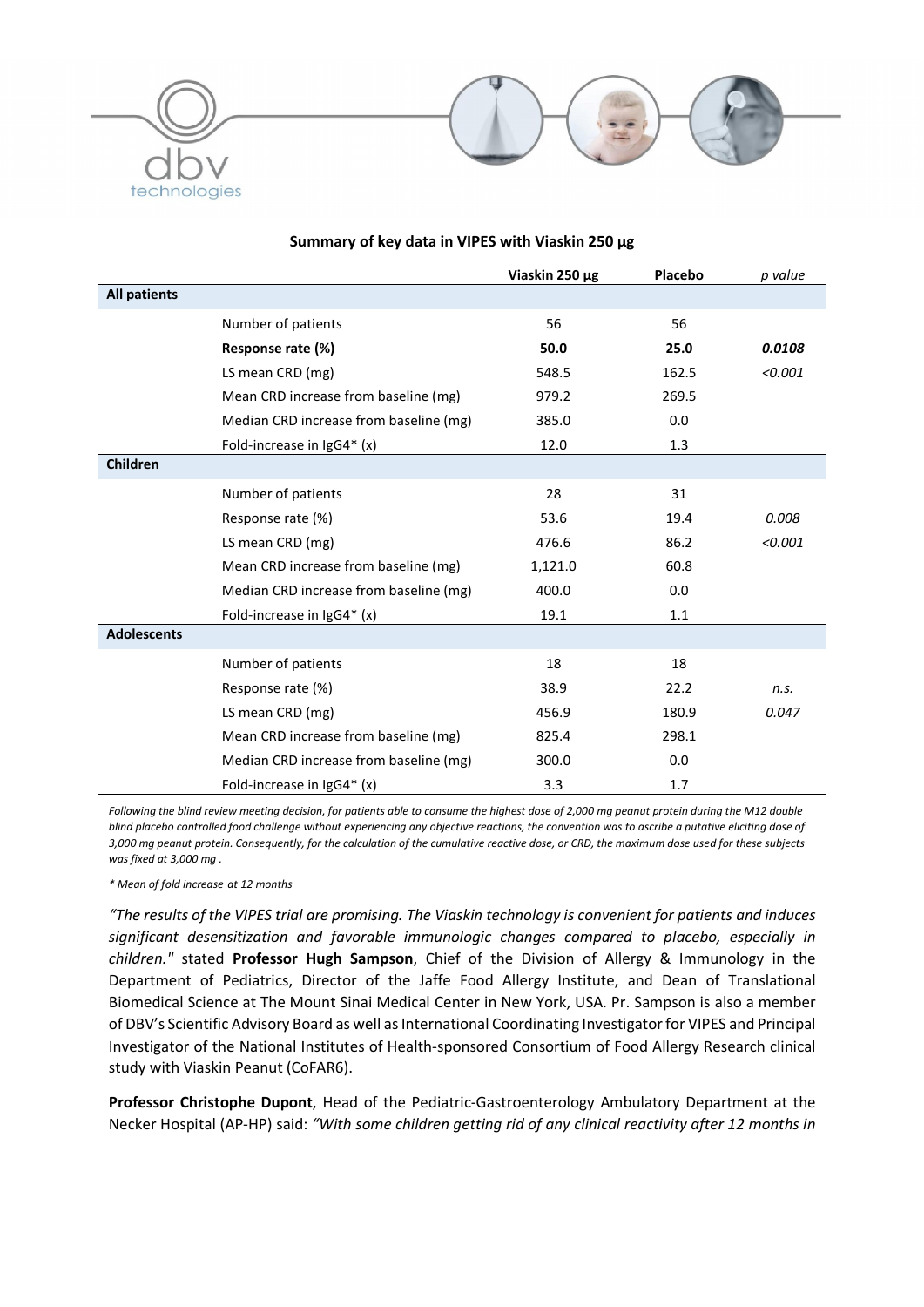**Summary of key data in VIPES with Viaskin 250 µg**

| | | Viaskin 250 µg | Placebo | *p value* |
|---|---|---|---|---|
| **All patients** | | | | |
| | Number of patients | 56 | 56 | |
| | **Response rate (%)** | **50.0** | **25.0** | ***0.0108*** |
| | LS mean CRD (mg) | 548.5 | 162.5 | *<0.001* |
| | Mean CRD increase from baseline (mg) | 979.2 | 269.5 | |
| | Median CRD increase from baseline (mg) | 385.0 | 0.0 | |
| | Fold-increase in IgG4* (x) | 12.0 | 1.3 | |
| **Children** | | | | |
| | Number of patients | 28 | 31 | |
| | Response rate (%) | 53.6 | 19.4 | *0.008* |
| | LS mean CRD (mg) | 476.6 | 86.2 | *<0.001* |
| | Mean CRD increase from baseline (mg) | 1,121.0 | 60.8 | |
| | Median CRD increase from baseline (mg) | 400.0 | 0.0 | |
| | Fold-increase in IgG4* (x) | 19.1 | 1.1 | |
| **Adolescents** | | | | |
| | Number of patients | 18 | 18 | |
| | Response rate (%) | 38.9 | 22.2 | *n.s.* |
| | LS mean CRD (mg) | 456.9 | 180.9 | *0.047* |
| | Mean CRD increase from baseline (mg) | 825.4 | 298.1 | |
| | Median CRD increase from baseline (mg) | 300.0 | 0.0 | |
| | Fold-increase in IgG4* (x) | 3.3 | 1.7 | |

*Following the blind review meeting decision, for patients able to consume the highest dose of 2,000 mg peanut protein during the M12 double blind placebo controlled food challenge without experiencing any objective reactions, the convention was to ascribe a putative eliciting dose of 3,000 mg peanut protein. Consequently, for the calculation of the cumulative reactive dose, or CRD, the maximum dose used for these subjects was fixed at 3,000 mg .*

*\* Mean of fold increase at 12 months*

*"The results of the VIPES trial are promising. The Viaskin technology is convenient for patients and induces significant desensitization and favorable immunologic changes compared to placebo, especially in children."* stated **Professor Hugh Sampson**, Chief of the Division of Allergy & Immunology in the Department of Pediatrics, Director of the Jaffe Food Allergy Institute, and Dean of Translational Biomedical Science at The Mount Sinai Medical Center in New York, USA. Pr. Sampson is also a member of DBV's Scientific Advisory Board as well as International Coordinating Investigator for VIPES and Principal Investigator of the National Institutes of Health-sponsored Consortium of Food Allergy Research clinical study with Viaskin Peanut (CoFAR6).

**Professor Christophe Dupont**, Head of the Pediatric-Gastroenterology Ambulatory Department at the Necker Hospital (AP-HP) said: *"With some children getting rid of any clinical reactivity after 12 months in*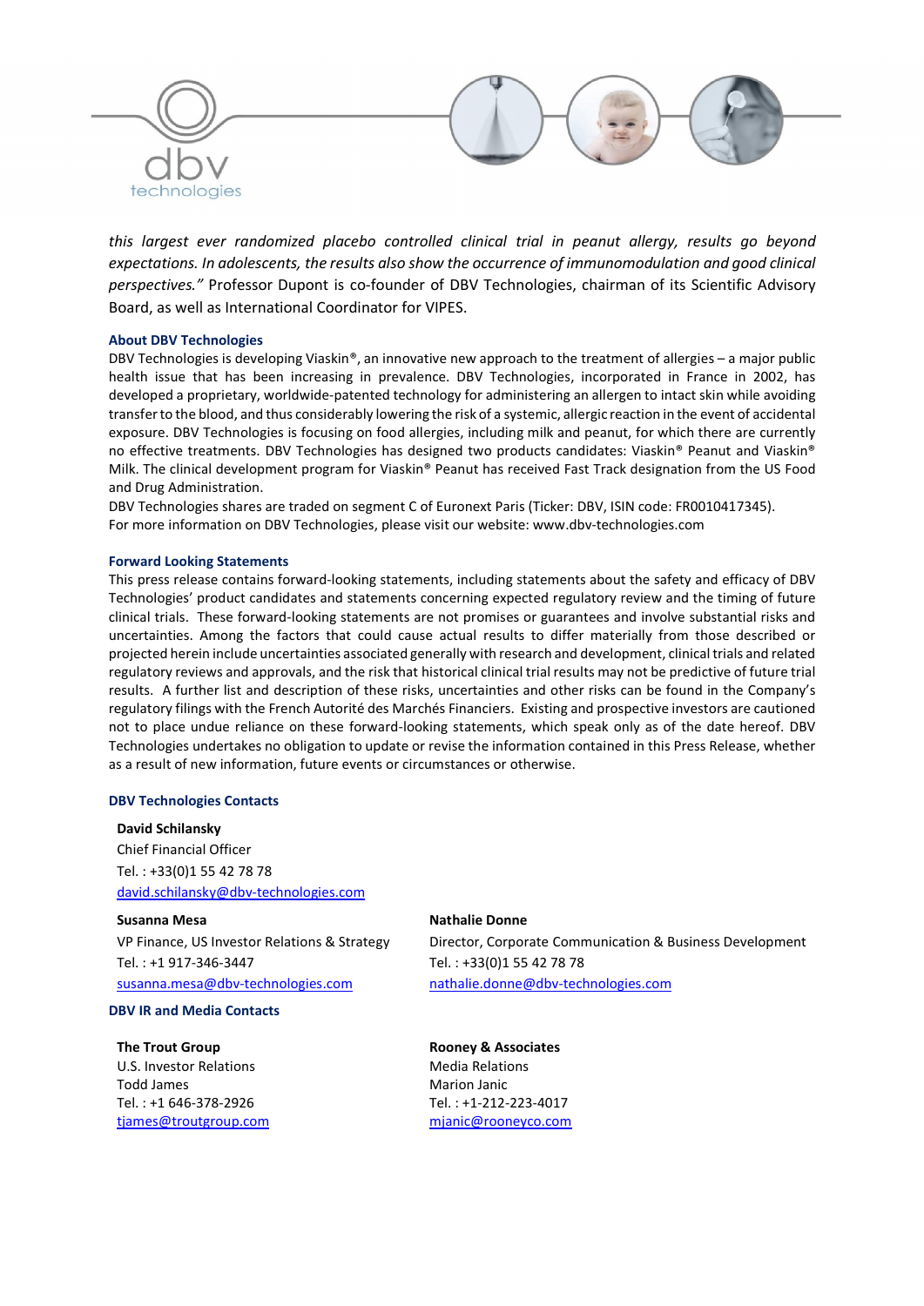*this largest ever randomized placebo controlled clinical trial in peanut allergy, results go beyond expectations. In adolescents, the results also show the occurrence of immunomodulation and good clinical perspectives."* Professor Dupont is co-founder of DBV Technologies, chairman of its Scientific Advisory Board, as well as International Coordinator for VIPES.

### About DBV Technologies

DBV Technologies is developing Viaskin®, an innovative new approach to the treatment of allergies – a major public health issue that has been increasing in prevalence. DBV Technologies, incorporated in France in 2002, has developed a proprietary, worldwide-patented technology for administering an allergen to intact skin while avoiding transfer to the blood, and thus considerably lowering the risk of a systemic, allergic reaction in the event of accidental exposure. DBV Technologies is focusing on food allergies, including milk and peanut, for which there are currently no effective treatments. DBV Technologies has designed two products candidates: Viaskin® Peanut and Viaskin® Milk. The clinical development program for Viaskin® Peanut has received Fast Track designation from the US Food and Drug Administration.

DBV Technologies shares are traded on segment C of Euronext Paris (Ticker: DBV, ISIN code: FR0010417345).
For more information on DBV Technologies, please visit our website: www.dbv-technologies.com

### Forward Looking Statements

This press release contains forward-looking statements, including statements about the safety and efficacy of DBV Technologies' product candidates and statements concerning expected regulatory review and the timing of future clinical trials. These forward-looking statements are not promises or guarantees and involve substantial risks and uncertainties. Among the factors that could cause actual results to differ materially from those described or projected herein include uncertainties associated generally with research and development, clinical trials and related regulatory reviews and approvals, and the risk that historical clinical trial results may not be predictive of future trial results. A further list and description of these risks, uncertainties and other risks can be found in the Company's regulatory filings with the French Autorité des Marchés Financiers. Existing and prospective investors are cautioned not to place undue reliance on these forward-looking statements, which speak only as of the date hereof. DBV Technologies undertakes no obligation to update or revise the information contained in this Press Release, whether as a result of new information, future events or circumstances or otherwise.

### DBV Technologies Contacts

**David Schilansky**
Chief Financial Officer
Tel. : +33(0)1 55 42 78 78
david.schilansky@dbv-technologies.com

**Susanna Mesa**
VP Finance, US Investor Relations & Strategy
Tel. : +1 917-346-3447
susanna.mesa@dbv-technologies.com

**Nathalie Donne**
Director, Corporate Communication & Business Development
Tel. : +33(0)1 55 42 78 78
nathalie.donne@dbv-technologies.com

### DBV IR and Media Contacts

**The Trout Group**
U.S. Investor Relations
Todd James
Tel. : +1 646-378-2926
tjames@troutgroup.com

**Rooney & Associates**
Media Relations
Marion Janic
Tel. : +1-212-223-4017
mjanic@rooneyco.com